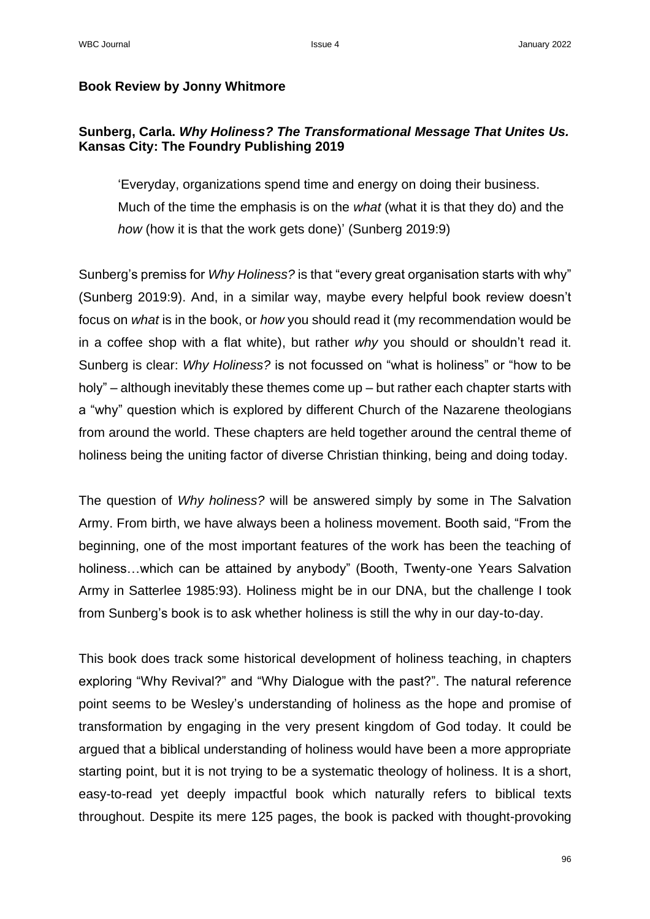**Book Review by Jonny Whitmore**

**Sunberg, Carla. *Why Holiness? The Transformational Message That Unites Us.* Kansas City: The Foundry Publishing 2019**

> 'Everyday, organizations spend time and energy on doing their business. Much of the time the emphasis is on the *what* (what it is that they do) and the *how* (how it is that the work gets done)' (Sunberg 2019:9)

Sunberg's premiss for *Why Holiness?* is that "every great organisation starts with why" (Sunberg 2019:9). And, in a similar way, maybe every helpful book review doesn't focus on *what* is in the book, or *how* you should read it (my recommendation would be in a coffee shop with a flat white), but rather *why* you should or shouldn't read it. Sunberg is clear: *Why Holiness?* is not focussed on "what is holiness" or "how to be holy" – although inevitably these themes come up – but rather each chapter starts with a "why" question which is explored by different Church of the Nazarene theologians from around the world. These chapters are held together around the central theme of holiness being the uniting factor of diverse Christian thinking, being and doing today.

The question of *Why holiness?* will be answered simply by some in The Salvation Army. From birth, we have always been a holiness movement. Booth said, "From the beginning, one of the most important features of the work has been the teaching of holiness…which can be attained by anybody" (Booth, Twenty-one Years Salvation Army in Satterlee 1985:93). Holiness might be in our DNA, but the challenge I took from Sunberg's book is to ask whether holiness is still the why in our day-to-day.

This book does track some historical development of holiness teaching, in chapters exploring "Why Revival?" and "Why Dialogue with the past?". The natural reference point seems to be Wesley's understanding of holiness as the hope and promise of transformation by engaging in the very present kingdom of God today. It could be argued that a biblical understanding of holiness would have been a more appropriate starting point, but it is not trying to be a systematic theology of holiness. It is a short, easy-to-read yet deeply impactful book which naturally refers to biblical texts throughout. Despite its mere 125 pages, the book is packed with thought-provoking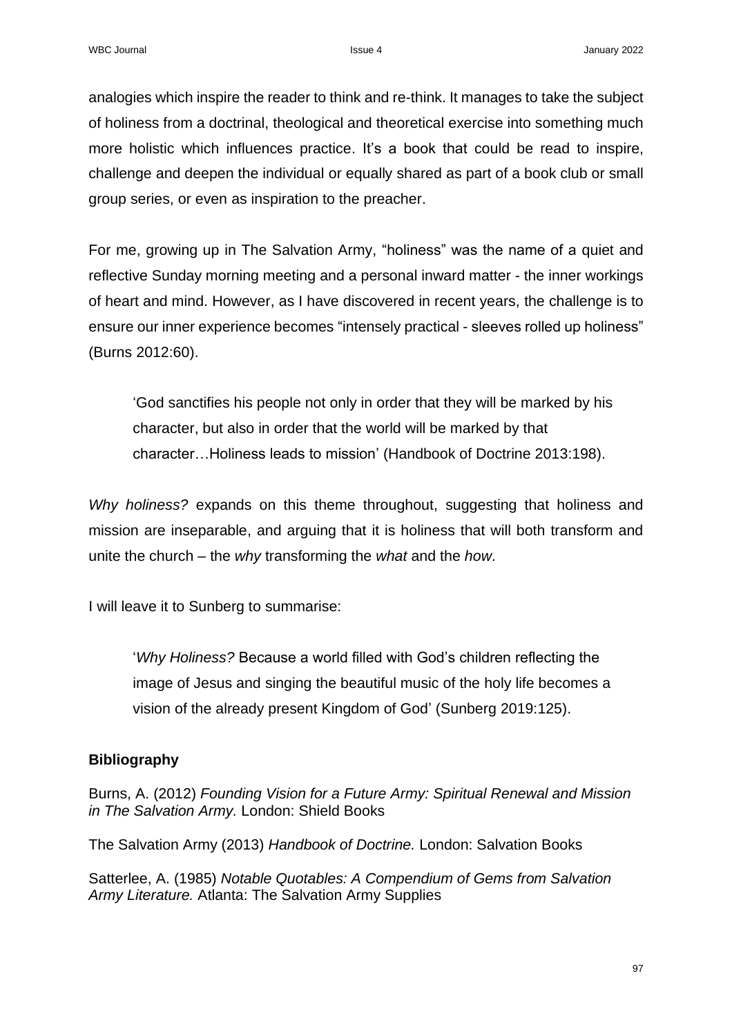analogies which inspire the reader to think and re-think. It manages to take the subject of holiness from a doctrinal, theological and theoretical exercise into something much more holistic which influences practice. It's a book that could be read to inspire, challenge and deepen the individual or equally shared as part of a book club or small group series, or even as inspiration to the preacher.

For me, growing up in The Salvation Army, "holiness" was the name of a quiet and reflective Sunday morning meeting and a personal inward matter - the inner workings of heart and mind. However, as I have discovered in recent years, the challenge is to ensure our inner experience becomes "intensely practical - sleeves rolled up holiness" (Burns 2012:60).

> 'God sanctifies his people not only in order that they will be marked by his character, but also in order that the world will be marked by that character…Holiness leads to mission' (Handbook of Doctrine 2013:198).

*Why holiness?* expands on this theme throughout, suggesting that holiness and mission are inseparable, and arguing that it is holiness that will both transform and unite the church – the *why* transforming the *what* and the *how*.

I will leave it to Sunberg to summarise:

> '*Why Holiness?* Because a world filled with God's children reflecting the image of Jesus and singing the beautiful music of the holy life becomes a vision of the already present Kingdom of God' (Sunberg 2019:125).

**Bibliography**

Burns, A. (2012) *Founding Vision for a Future Army: Spiritual Renewal and Mission in The Salvation Army.* London: Shield Books

The Salvation Army (2013) *Handbook of Doctrine.* London: Salvation Books

Satterlee, A. (1985) *Notable Quotables: A Compendium of Gems from Salvation Army Literature.* Atlanta: The Salvation Army Supplies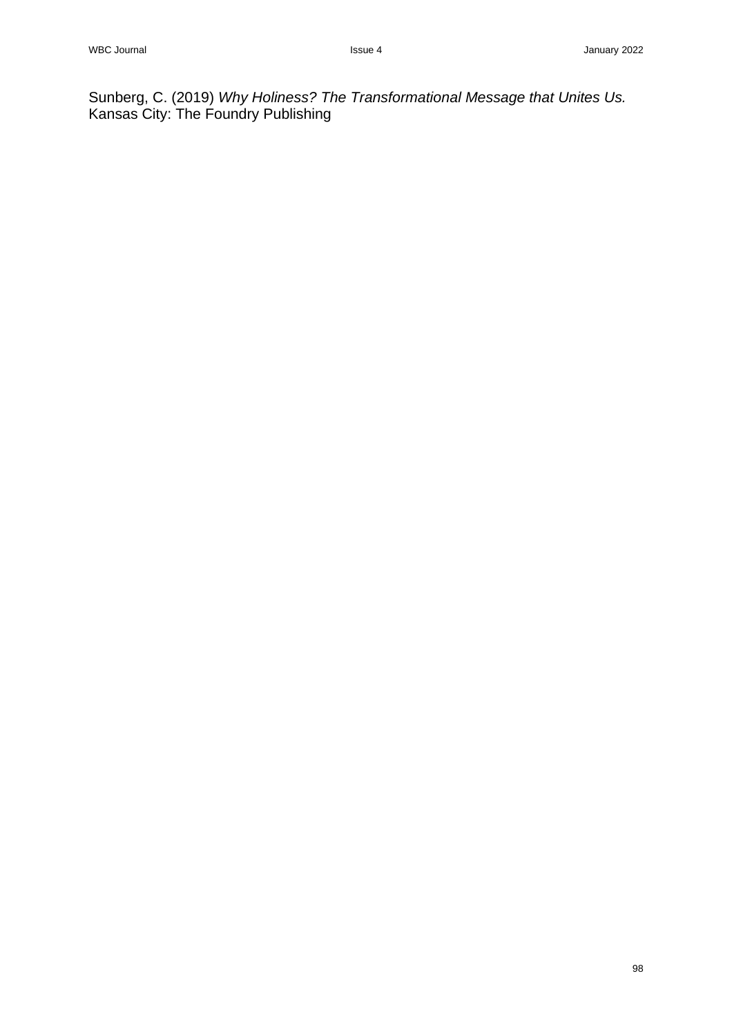Sunberg, C. (2019) *Why Holiness? The Transformational Message that Unites Us.* Kansas City: The Foundry Publishing